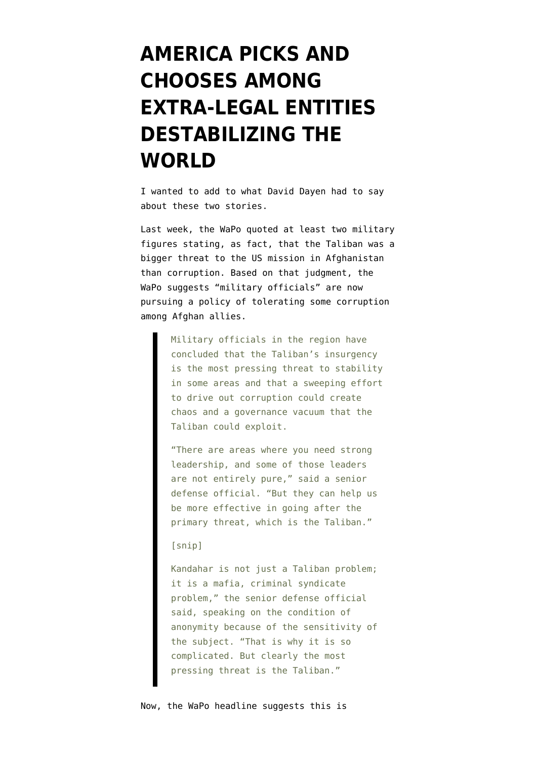# AMERICA PICKS AND CHOOSES AMONG EXTRA-LEGAL ENTITIES DESTABILIZING THE WORLD

I wanted to add to what David Dayen had to say about these two stories.

Last week, the WaPo quoted at least two military figures stating, as fact, that the Taliban was a bigger threat to the US mission in Afghanistan than corruption. Based on that judgment, the WaPo suggests "military officials" are now pursuing a policy of tolerating some corruption among Afghan allies.

> Military officials in the region have concluded that the Taliban's insurgency is the most pressing threat to stability in some areas and that a sweeping effort to drive out corruption could create chaos and a governance vacuum that the Taliban could exploit.
>
> "There are areas where you need strong leadership, and some of those leaders are not entirely pure," said a senior defense official. "But they can help us be more effective in going after the primary threat, which is the Taliban."
>
> [snip]
>
> Kandahar is not just a Taliban problem; it is a mafia, criminal syndicate problem," the senior defense official said, speaking on the condition of anonymity because of the sensitivity of the subject. "That is why it is so complicated. But clearly the most pressing threat is the Taliban."

Now, the WaPo headline suggests this is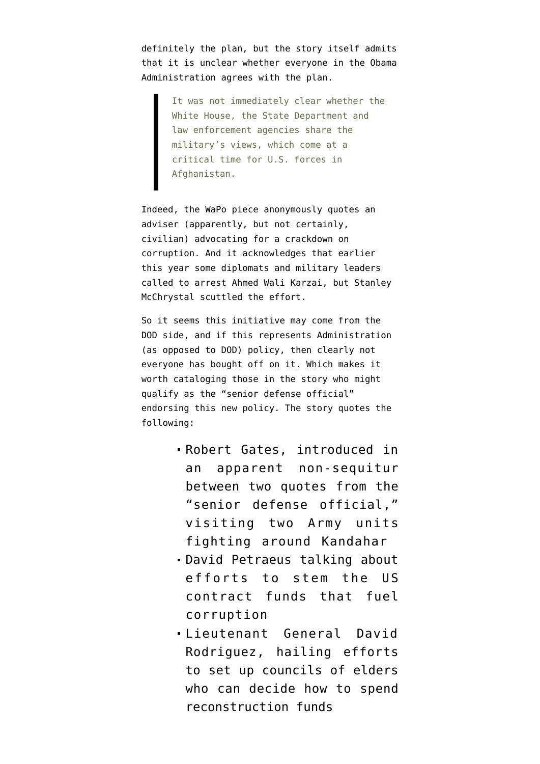definitely the plan, but the story itself admits that it is unclear whether everyone in the Obama Administration agrees with the plan.

> It was not immediately clear whether the White House, the State Department and law enforcement agencies share the military's views, which come at a critical time for U.S. forces in Afghanistan.

Indeed, the WaPo piece anonymously quotes an adviser (apparently, but not certainly, civilian) advocating for a crackdown on corruption. And it acknowledges that earlier this year some diplomats and military leaders called to arrest Ahmed Wali Karzai, but Stanley McChrystal scuttled the effort.

So it seems this initiative may come from the DOD side, and if this represents Administration (as opposed to DOD) policy, then clearly not everyone has bought off on it. Which makes it worth cataloging those in the story who might qualify as the "senior defense official" endorsing this new policy. The story quotes the following:

- Robert Gates, introduced in an apparent non-sequitur between two quotes from the "senior defense official," visiting two Army units fighting around Kandahar
- David Petraeus talking about efforts to stem the US contract funds that fuel corruption
- Lieutenant General David Rodriguez, hailing efforts to set up councils of elders who can decide how to spend reconstruction funds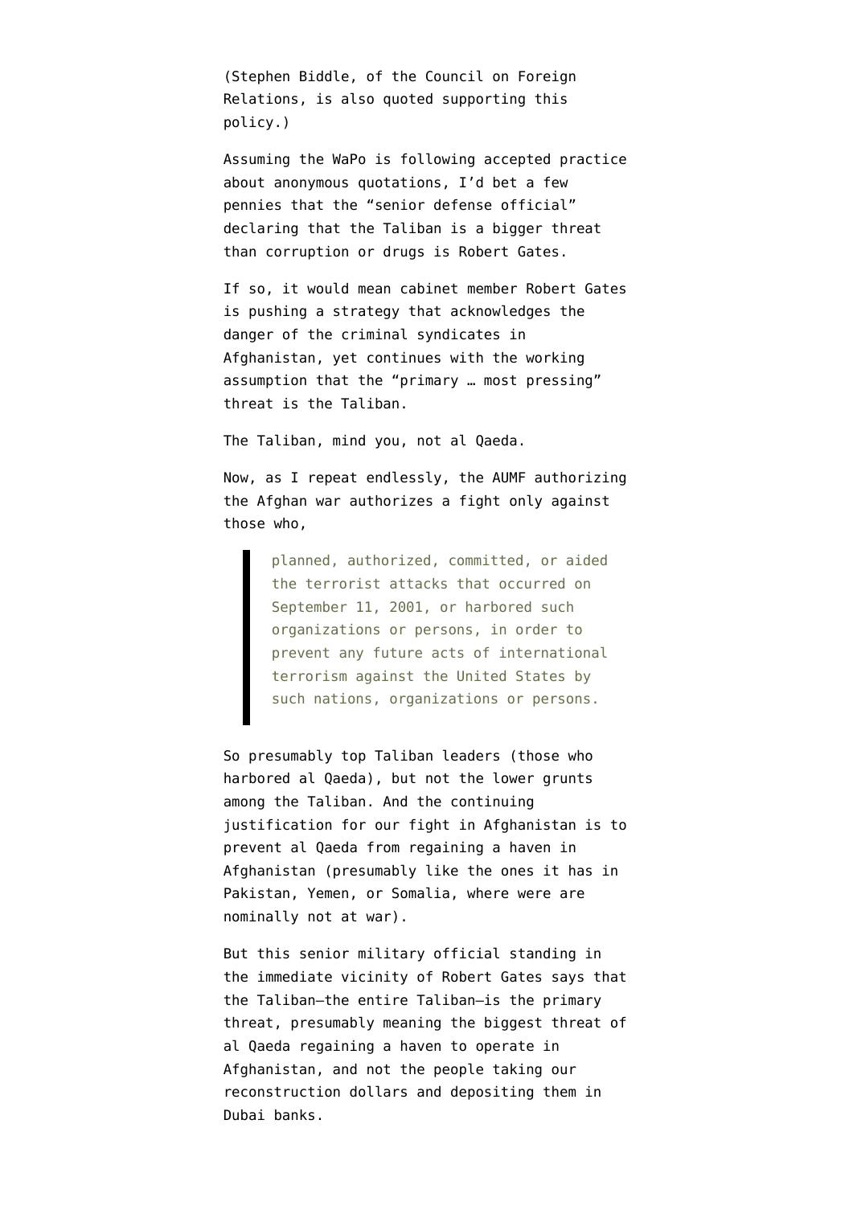(Stephen Biddle, of the Council on Foreign Relations, is also quoted supporting this policy.)

Assuming the WaPo is following accepted practice about anonymous quotations, I'd bet a few pennies that the "senior defense official" declaring that the Taliban is a bigger threat than corruption or drugs is Robert Gates.

If so, it would mean cabinet member Robert Gates is pushing a strategy that acknowledges the danger of the criminal syndicates in Afghanistan, yet continues with the working assumption that the "primary … most pressing" threat is the Taliban.

The Taliban, mind you, not al Qaeda.

Now, as I repeat endlessly, the AUMF authorizing the Afghan war authorizes a fight only against those who,

> planned, authorized, committed, or aided the terrorist attacks that occurred on September 11, 2001, or harbored such organizations or persons, in order to prevent any future acts of international terrorism against the United States by such nations, organizations or persons.

So presumably top Taliban leaders (those who harbored al Qaeda), but not the lower grunts among the Taliban. And the continuing justification for our fight in Afghanistan is to prevent al Qaeda from regaining a haven in Afghanistan (presumably like the ones it has in Pakistan, Yemen, or Somalia, where were are nominally not at war).

But this senior military official standing in the immediate vicinity of Robert Gates says that the Taliban–the entire Taliban–is the primary threat, presumably meaning the biggest threat of al Qaeda regaining a haven to operate in Afghanistan, and not the people taking our reconstruction dollars and depositing them in Dubai banks.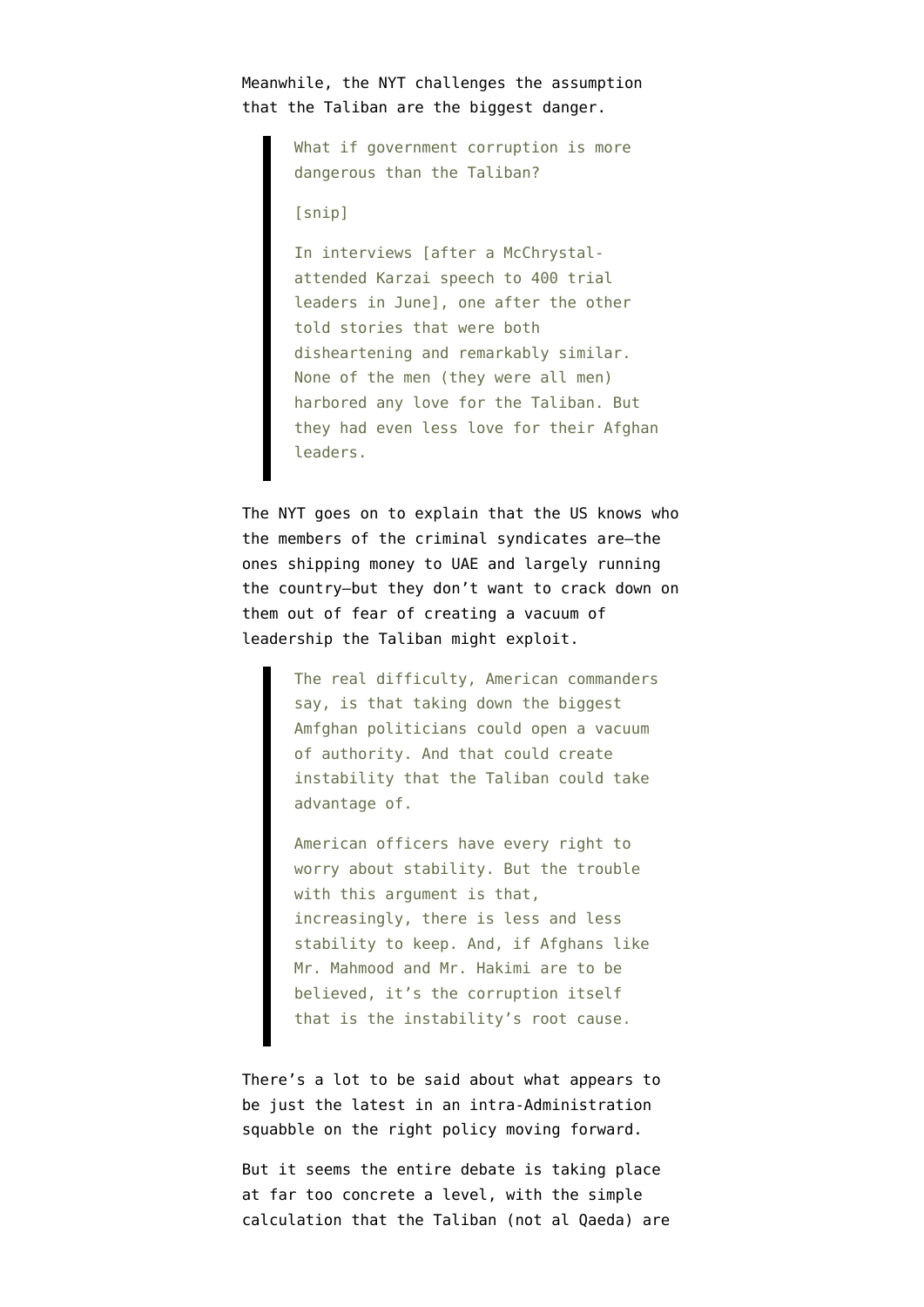Meanwhile, the NYT challenges the assumption that the Taliban are the biggest danger.

> What if government corruption is more dangerous than the Taliban?
>
> [snip]
>
> In interviews [after a McChrystal-attended Karzai speech to 400 trial leaders in June], one after the other told stories that were both disheartening and remarkably similar. None of the men (they were all men) harbored any love for the Taliban. But they had even less love for their Afghan leaders.

The NYT goes on to explain that the US knows who the members of the criminal syndicates are—the ones shipping money to UAE and largely running the country—but they don't want to crack down on them out of fear of creating a vacuum of leadership the Taliban might exploit.

> The real difficulty, American commanders say, is that taking down the biggest Amfghan politicians could open a vacuum of authority. And that could create instability that the Taliban could take advantage of.
>
> American officers have every right to worry about stability. But the trouble with this argument is that, increasingly, there is less and less stability to keep. And, if Afghans like Mr. Mahmood and Mr. Hakimi are to be believed, it's the corruption itself that is the instability's root cause.

There's a lot to be said about what appears to be just the latest in an intra-Administration squabble on the right policy moving forward.

But it seems the entire debate is taking place at far too concrete a level, with the simple calculation that the Taliban (not al Qaeda) are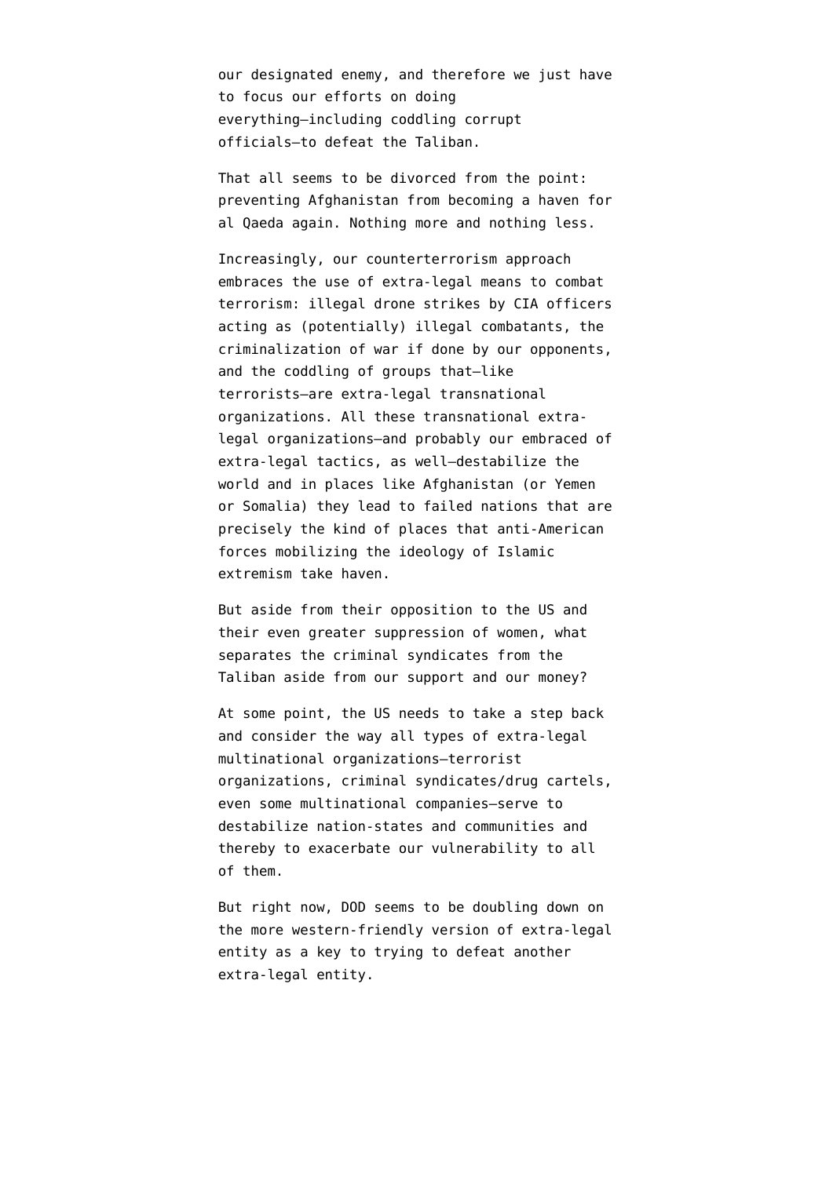our designated enemy, and therefore we just have to focus our efforts on doing everything—including coddling corrupt officials—to defeat the Taliban.

That all seems to be divorced from the point: preventing Afghanistan from becoming a haven for al Qaeda again. Nothing more and nothing less.

Increasingly, our counterterrorism approach embraces the use of extra-legal means to combat terrorism: illegal drone strikes by CIA officers acting as (potentially) illegal combatants, the criminalization of war if done by our opponents, and the coddling of groups that—like terrorists—are extra-legal transnational organizations. All these transnational extra-legal organizations—and probably our embraced of extra-legal tactics, as well—destabilize the world and in places like Afghanistan (or Yemen or Somalia) they lead to failed nations that are precisely the kind of places that anti-American forces mobilizing the ideology of Islamic extremism take haven.

But aside from their opposition to the US and their even greater suppression of women, what separates the criminal syndicates from the Taliban aside from our support and our money?

At some point, the US needs to take a step back and consider the way all types of extra-legal multinational organizations—terrorist organizations, criminal syndicates/drug cartels, even some multinational companies—serve to destabilize nation-states and communities and thereby to exacerbate our vulnerability to all of them.

But right now, DOD seems to be doubling down on the more western-friendly version of extra-legal entity as a key to trying to defeat another extra-legal entity.